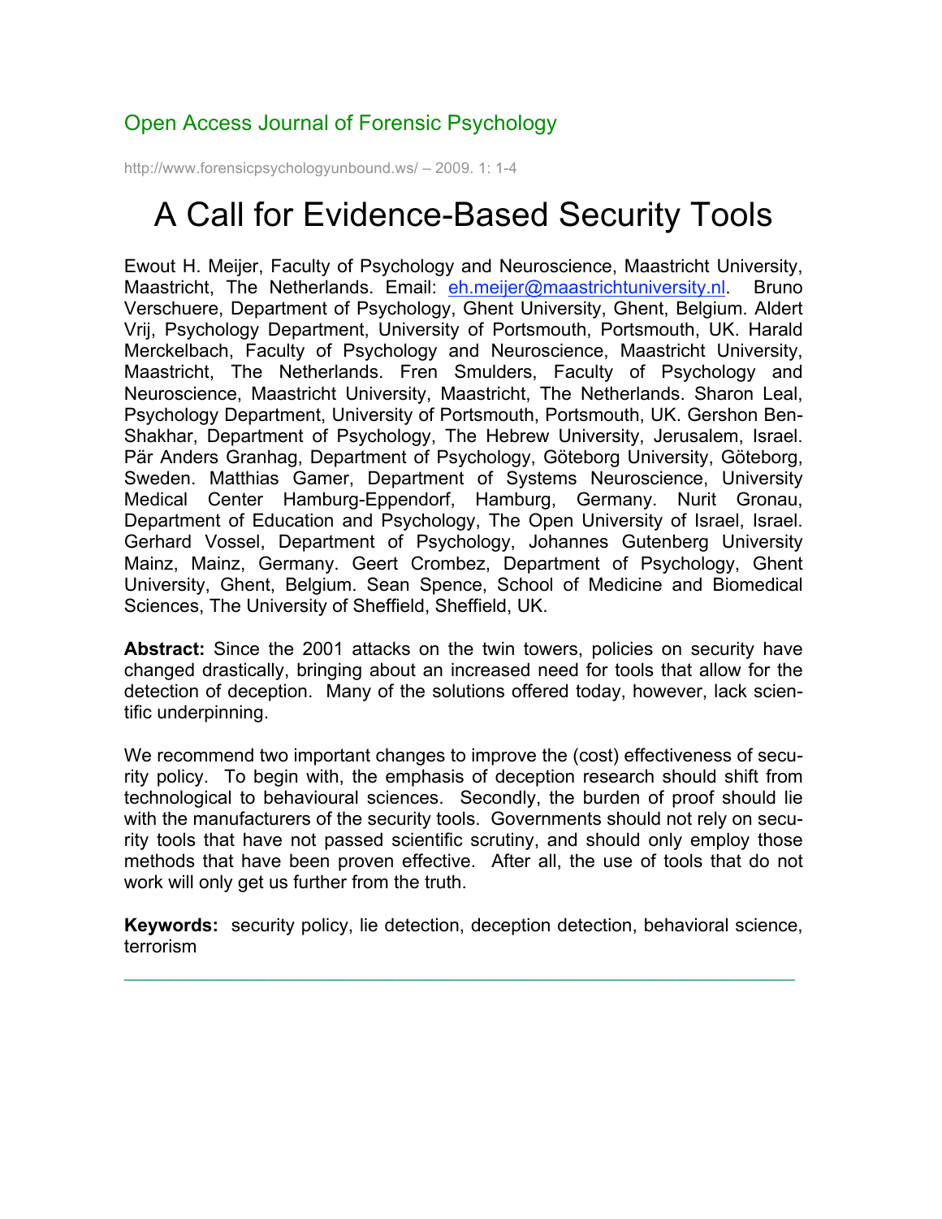Open Access Journal of Forensic Psychology

# A Call for Evidence-Based Security Tools

Ewout H. Meijer, Faculty of Psychology and Neuroscience, Maastricht University, Maastricht, The Netherlands. Email: eh.meijer@maastrichtuniversity.nl. Bruno Verschuere, Department of Psychology, Ghent University, Ghent, Belgium. Aldert Vrij, Psychology Department, University of Portsmouth, Portsmouth, UK. Harald Merckelbach, Faculty of Psychology and Neuroscience, Maastricht University, Maastricht, The Netherlands. Fren Smulders, Faculty of Psychology and Neuroscience, Maastricht University, Maastricht, The Netherlands. Sharon Leal, Psychology Department, University of Portsmouth, Portsmouth, UK. Gershon Ben-Shakhar, Department of Psychology, The Hebrew University, Jerusalem, Israel. Pär Anders Granhag, Department of Psychology, Göteborg University, Göteborg, Sweden. Matthias Gamer, Department of Systems Neuroscience, University Medical Center Hamburg-Eppendorf, Hamburg, Germany. Nurit Gronau, Department of Education and Psychology, The Open University of Israel, Israel. Gerhard Vossel, Department of Psychology, Johannes Gutenberg University Mainz, Mainz, Germany. Geert Crombez, Department of Psychology, Ghent University, Ghent, Belgium. Sean Spence, School of Medicine and Biomedical Sciences, The University of Sheffield, Sheffield, UK.

**Abstract:** Since the 2001 attacks on the twin towers, policies on security have changed drastically, bringing about an increased need for tools that allow for the detection of deception. Many of the solutions offered today, however, lack scientific underpinning.

We recommend two important changes to improve the (cost) effectiveness of security policy. To begin with, the emphasis of deception research should shift from technological to behavioural sciences. Secondly, the burden of proof should lie with the manufacturers of the security tools. Governments should not rely on security tools that have not passed scientific scrutiny, and should only employ those methods that have been proven effective. After all, the use of tools that do not work will only get us further from the truth.

**Keywords:** security policy, lie detection, deception detection, behavioral science, terrorism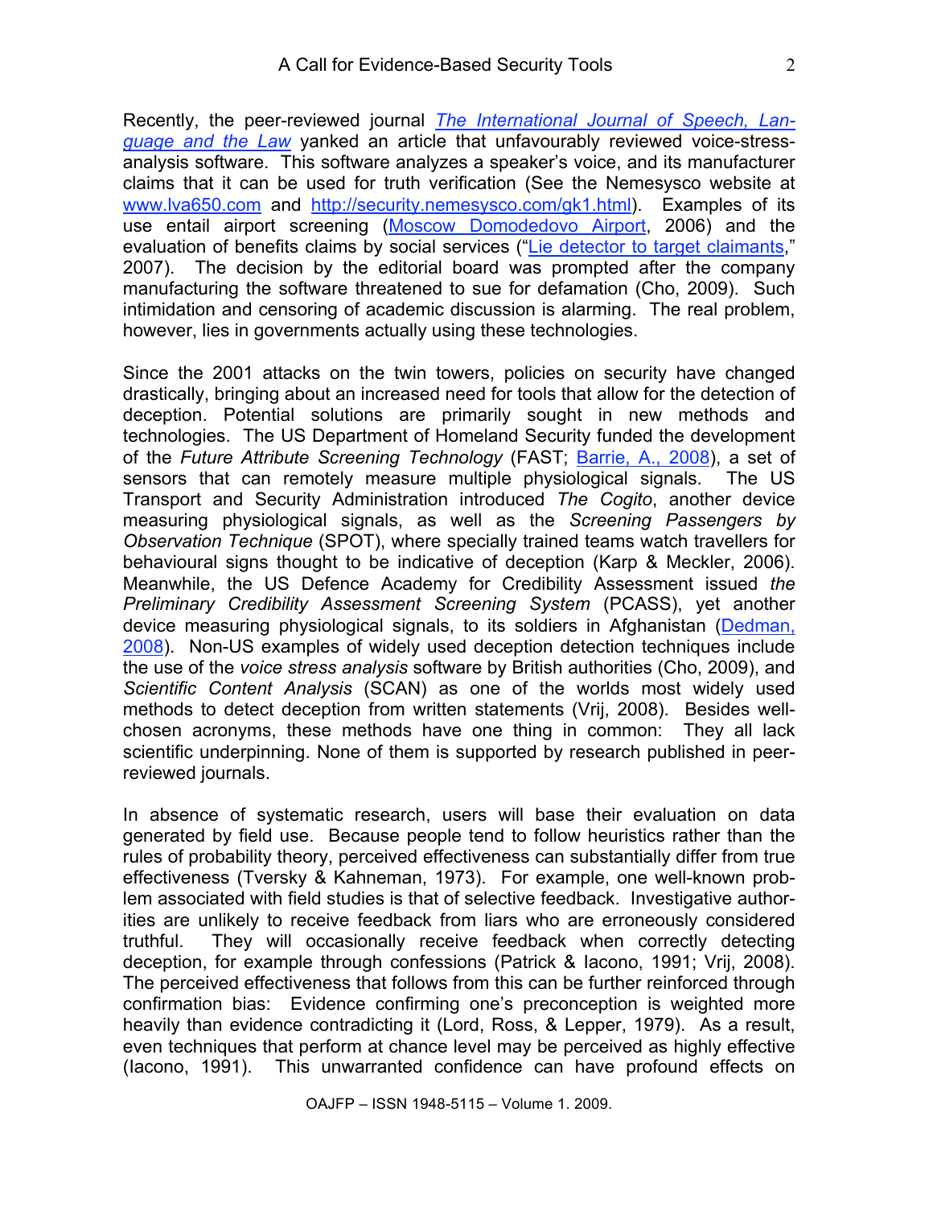Recently, the peer-reviewed journal *The International Journal of Speech, Language and the Law* yanked an article that unfavourably reviewed voice-stress-analysis software. This software analyzes a speaker's voice, and its manufacturer claims that it can be used for truth verification (See the Nemesysco website at www.lva650.com and http://security.nemesysco.com/gk1.html). Examples of its use entail airport screening (Moscow Domodedovo Airport, 2006) and the evaluation of benefits claims by social services ("Lie detector to target claimants," 2007). The decision by the editorial board was prompted after the company manufacturing the software threatened to sue for defamation (Cho, 2009). Such intimidation and censoring of academic discussion is alarming. The real problem, however, lies in governments actually using these technologies.

Since the 2001 attacks on the twin towers, policies on security have changed drastically, bringing about an increased need for tools that allow for the detection of deception. Potential solutions are primarily sought in new methods and technologies. The US Department of Homeland Security funded the development of the *Future Attribute Screening Technology* (FAST; Barrie, A., 2008), a set of sensors that can remotely measure multiple physiological signals. The US Transport and Security Administration introduced *The Cogito*, another device measuring physiological signals, as well as the *Screening Passengers by Observation Technique* (SPOT), where specially trained teams watch travellers for behavioural signs thought to be indicative of deception (Karp & Meckler, 2006). Meanwhile, the US Defence Academy for Credibility Assessment issued *the Preliminary Credibility Assessment Screening System* (PCASS), yet another device measuring physiological signals, to its soldiers in Afghanistan (Dedman, 2008). Non-US examples of widely used deception detection techniques include the use of the *voice stress analysis* software by British authorities (Cho, 2009), and *Scientific Content Analysis* (SCAN) as one of the worlds most widely used methods to detect deception from written statements (Vrij, 2008). Besides well-chosen acronyms, these methods have one thing in common: They all lack scientific underpinning. None of them is supported by research published in peer-reviewed journals.

In absence of systematic research, users will base their evaluation on data generated by field use. Because people tend to follow heuristics rather than the rules of probability theory, perceived effectiveness can substantially differ from true effectiveness (Tversky & Kahneman, 1973). For example, one well-known problem associated with field studies is that of selective feedback. Investigative authorities are unlikely to receive feedback from liars who are erroneously considered truthful. They will occasionally receive feedback when correctly detecting deception, for example through confessions (Patrick & Iacono, 1991; Vrij, 2008). The perceived effectiveness that follows from this can be further reinforced through confirmation bias: Evidence confirming one's preconception is weighted more heavily than evidence contradicting it (Lord, Ross, & Lepper, 1979). As a result, even techniques that perform at chance level may be perceived as highly effective (Iacono, 1991). This unwarranted confidence can have profound effects on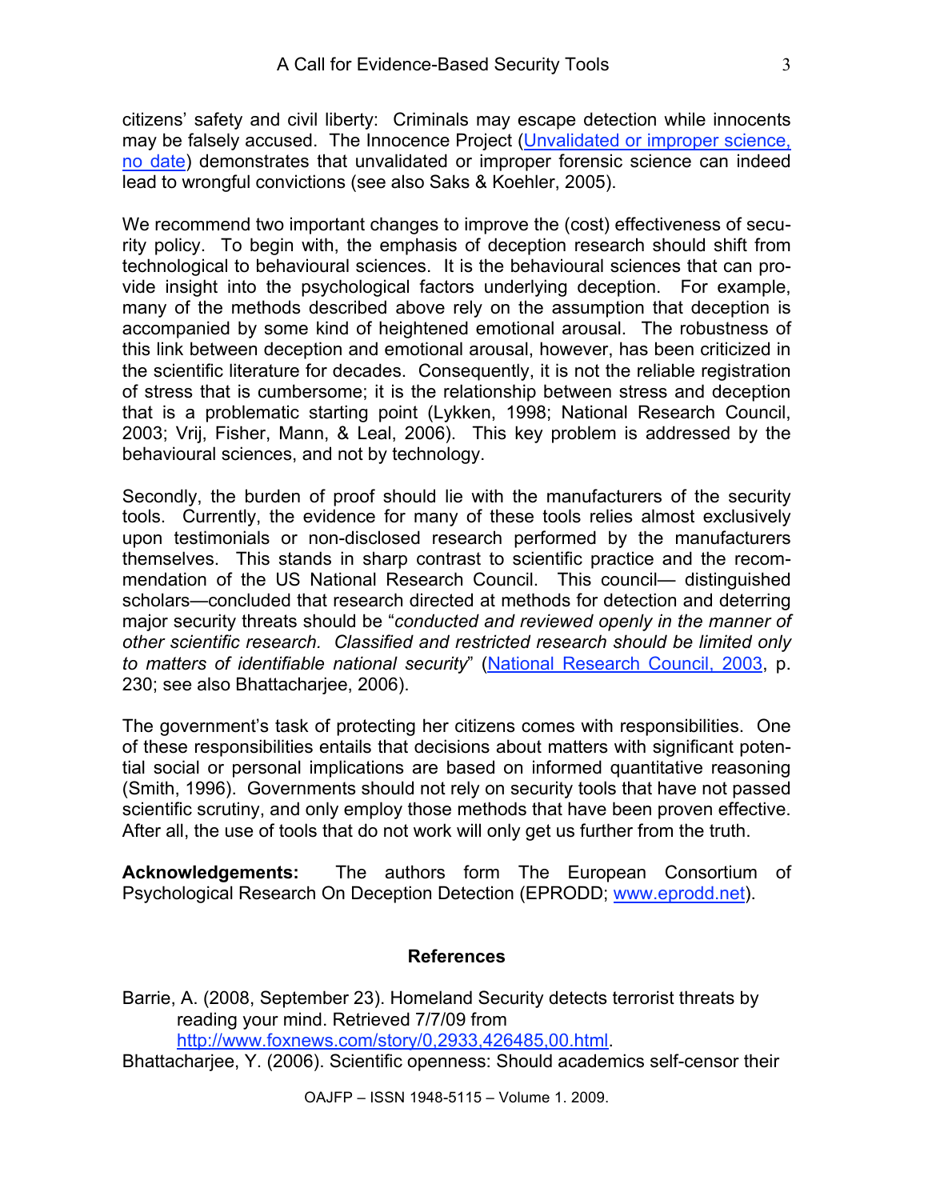citizens' safety and civil liberty: Criminals may escape detection while innocents may be falsely accused. The Innocence Project (Unvalidated or improper science, no date) demonstrates that unvalidated or improper forensic science can indeed lead to wrongful convictions (see also Saks & Koehler, 2005).

We recommend two important changes to improve the (cost) effectiveness of security policy. To begin with, the emphasis of deception research should shift from technological to behavioural sciences. It is the behavioural sciences that can provide insight into the psychological factors underlying deception. For example, many of the methods described above rely on the assumption that deception is accompanied by some kind of heightened emotional arousal. The robustness of this link between deception and emotional arousal, however, has been criticized in the scientific literature for decades. Consequently, it is not the reliable registration of stress that is cumbersome; it is the relationship between stress and deception that is a problematic starting point (Lykken, 1998; National Research Council, 2003; Vrij, Fisher, Mann, & Leal, 2006). This key problem is addressed by the behavioural sciences, and not by technology.

Secondly, the burden of proof should lie with the manufacturers of the security tools. Currently, the evidence for many of these tools relies almost exclusively upon testimonials or non-disclosed research performed by the manufacturers themselves. This stands in sharp contrast to scientific practice and the recommendation of the US National Research Council. This council— distinguished scholars—concluded that research directed at methods for detection and deterring major security threats should be "*conducted and reviewed openly in the manner of other scientific research. Classified and restricted research should be limited only to matters of identifiable national security*" (National Research Council, 2003, p. 230; see also Bhattacharjee, 2006).

The government's task of protecting her citizens comes with responsibilities. One of these responsibilities entails that decisions about matters with significant potential social or personal implications are based on informed quantitative reasoning (Smith, 1996). Governments should not rely on security tools that have not passed scientific scrutiny, and only employ those methods that have been proven effective. After all, the use of tools that do not work will only get us further from the truth.

**Acknowledgements:** The authors form The European Consortium of Psychological Research On Deception Detection (EPRODD; www.eprodd.net).

## References

Barrie, A. (2008, September 23). Homeland Security detects terrorist threats by reading your mind. Retrieved 7/7/09 from http://www.foxnews.com/story/0,2933,426485,00.html.

Bhattacharjee, Y. (2006). Scientific openness: Should academics self-censor their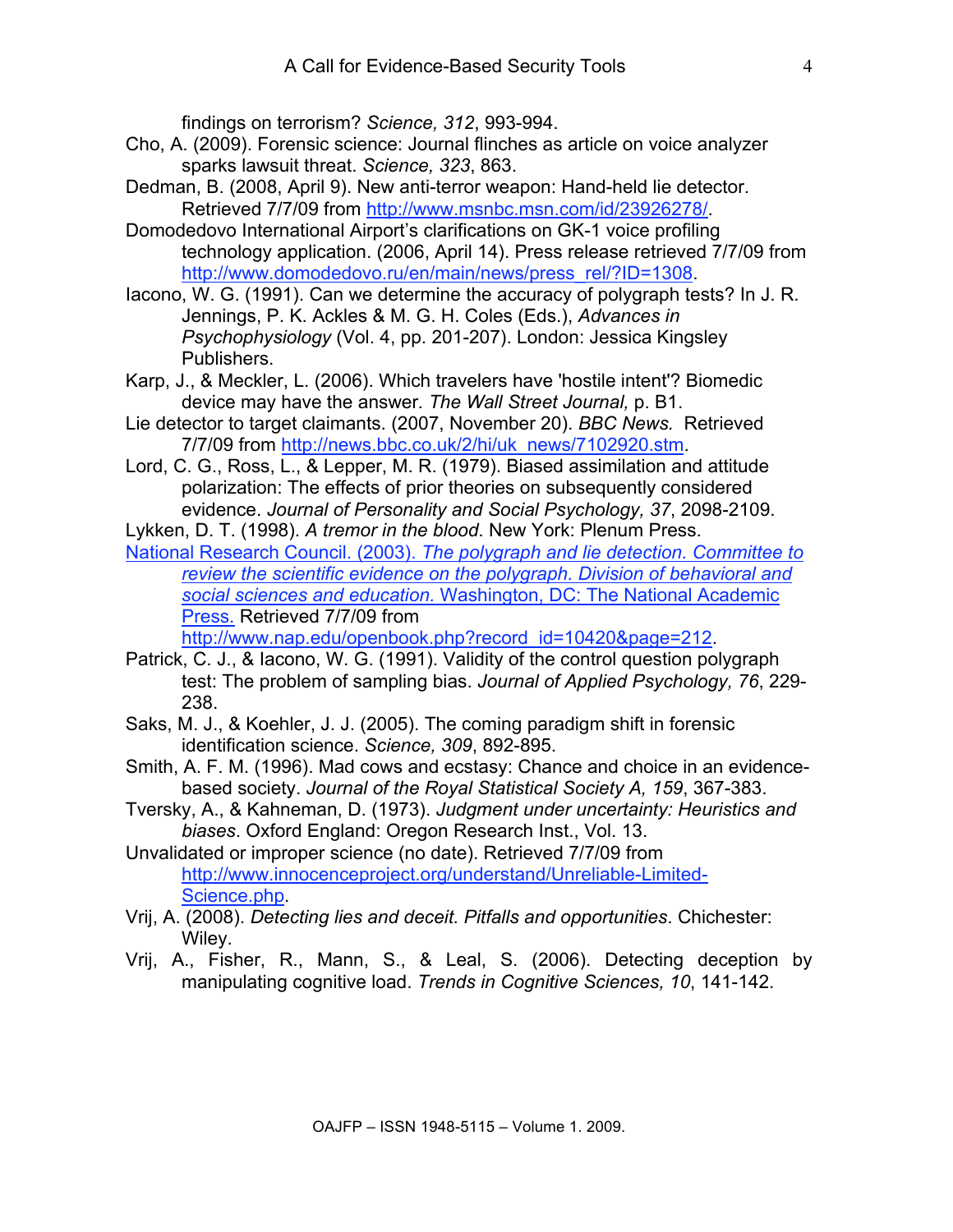findings on terrorism? *Science, 312*, 993-994.

Cho, A. (2009). Forensic science: Journal flinches as article on voice analyzer sparks lawsuit threat. *Science, 323*, 863.

Dedman, B. (2008, April 9). New anti-terror weapon: Hand-held lie detector. Retrieved 7/7/09 from http://www.msnbc.msn.com/id/23926278/.

Domodedovo International Airport's clarifications on GK-1 voice profiling technology application. (2006, April 14). Press release retrieved 7/7/09 from http://www.domodedovo.ru/en/main/news/press_rel/?ID=1308.

Iacono, W. G. (1991). Can we determine the accuracy of polygraph tests? In J. R. Jennings, P. K. Ackles & M. G. H. Coles (Eds.), *Advances in Psychophysiology* (Vol. 4, pp. 201-207). London: Jessica Kingsley Publishers.

Karp, J., & Meckler, L. (2006). Which travelers have 'hostile intent'? Biomedic device may have the answer. *The Wall Street Journal,* p. B1.

Lie detector to target claimants. (2007, November 20). *BBC News.* Retrieved 7/7/09 from http://news.bbc.co.uk/2/hi/uk_news/7102920.stm.

Lord, C. G., Ross, L., & Lepper, M. R. (1979). Biased assimilation and attitude polarization: The effects of prior theories on subsequently considered evidence. *Journal of Personality and Social Psychology, 37*, 2098-2109.

Lykken, D. T. (1998). *A tremor in the blood*. New York: Plenum Press.

National Research Council. (2003). *The polygraph and lie detection. Committee to review the scientific evidence on the polygraph. Division of behavioral and social sciences and education.* Washington, DC: The National Academic Press. Retrieved 7/7/09 from http://www.nap.edu/openbook.php?record_id=10420&page=212.

Patrick, C. J., & Iacono, W. G. (1991). Validity of the control question polygraph test: The problem of sampling bias. *Journal of Applied Psychology, 76*, 229-238.

Saks, M. J., & Koehler, J. J. (2005). The coming paradigm shift in forensic identification science. *Science, 309*, 892-895.

Smith, A. F. M. (1996). Mad cows and ecstasy: Chance and choice in an evidence-based society. *Journal of the Royal Statistical Society A, 159*, 367-383.

Tversky, A., & Kahneman, D. (1973). *Judgment under uncertainty: Heuristics and biases*. Oxford England: Oregon Research Inst., Vol. 13.

Unvalidated or improper science (no date). Retrieved 7/7/09 from http://www.innocenceproject.org/understand/Unreliable-Limited-Science.php.

Vrij, A. (2008). *Detecting lies and deceit. Pitfalls and opportunities*. Chichester: Wiley.

Vrij, A., Fisher, R., Mann, S., & Leal, S. (2006). Detecting deception by manipulating cognitive load. *Trends in Cognitive Sciences, 10*, 141-142.